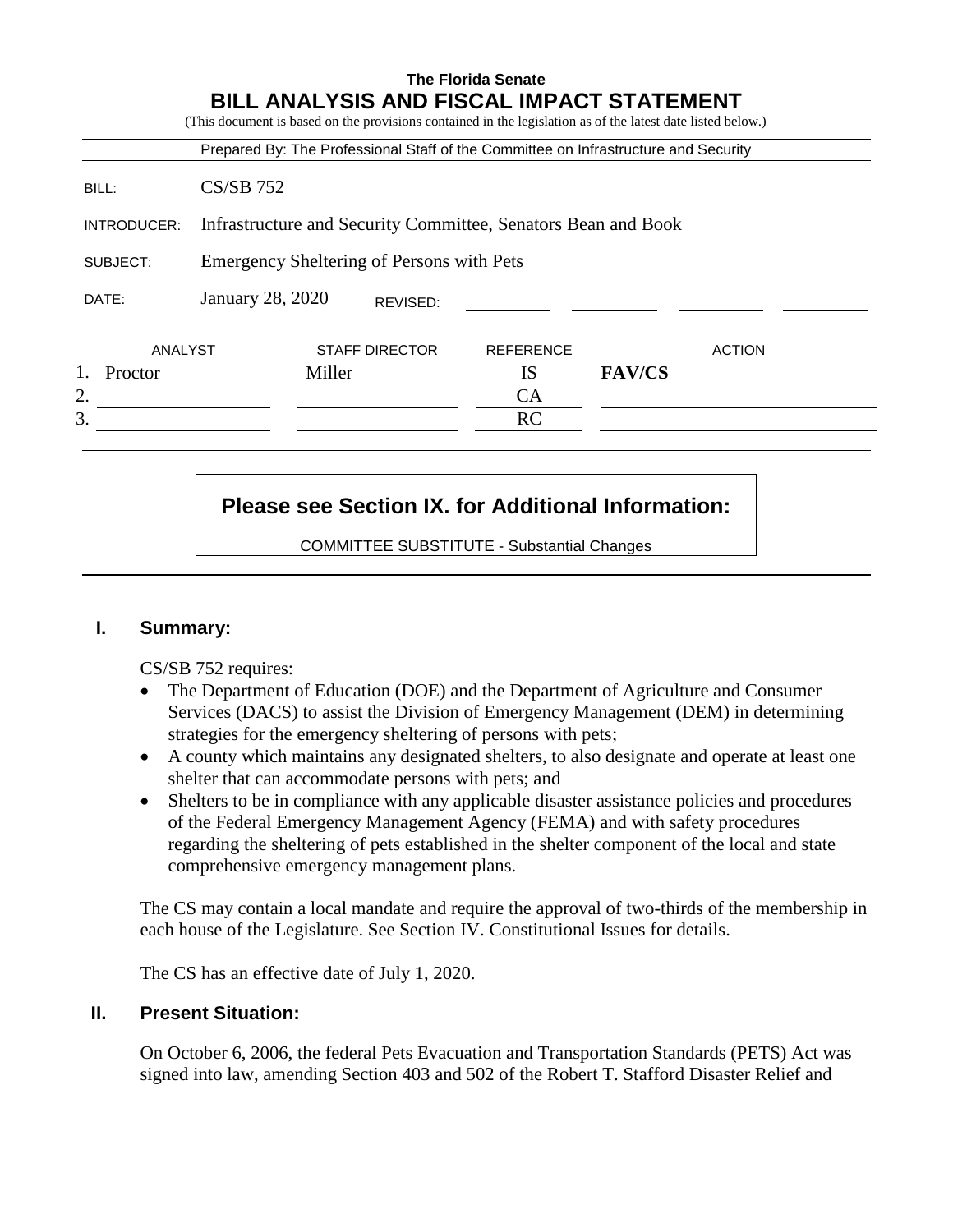**The Florida Senate**

# BILL ANALYSIS AND FISCAL IMPACT STATEMENT

(This document is based on the provisions contained in the legislation as of the latest date listed below.)

Prepared By: The Professional Staff of the Committee on Infrastructure and Security

| | |
|---|---|
| BILL: | CS/SB 752 |
| INTRODUCER: | Infrastructure and Security Committee, Senators Bean and Book |
| SUBJECT: | Emergency Sheltering of Persons with Pets |
| DATE: | January 28, 2020 REVISED: |

| | ANALYST | STAFF DIRECTOR | REFERENCE | ACTION |
|---|---|---|---|---|
| 1. | Proctor | Miller | IS | **FAV/CS** |
| 2. | | | CA | |
| 3. | | | RC | |

**Please see Section IX. for Additional Information:**

COMMITTEE SUBSTITUTE - Substantial Changes

## I. Summary:

CS/SB 752 requires:

- The Department of Education (DOE) and the Department of Agriculture and Consumer Services (DACS) to assist the Division of Emergency Management (DEM) in determining strategies for the emergency sheltering of persons with pets;
- A county which maintains any designated shelters, to also designate and operate at least one shelter that can accommodate persons with pets; and
- Shelters to be in compliance with any applicable disaster assistance policies and procedures of the Federal Emergency Management Agency (FEMA) and with safety procedures regarding the sheltering of pets established in the shelter component of the local and state comprehensive emergency management plans.

The CS may contain a local mandate and require the approval of two-thirds of the membership in each house of the Legislature. See Section IV. Constitutional Issues for details.

The CS has an effective date of July 1, 2020.

## II. Present Situation:

On October 6, 2006, the federal Pets Evacuation and Transportation Standards (PETS) Act was signed into law, amending Section 403 and 502 of the Robert T. Stafford Disaster Relief and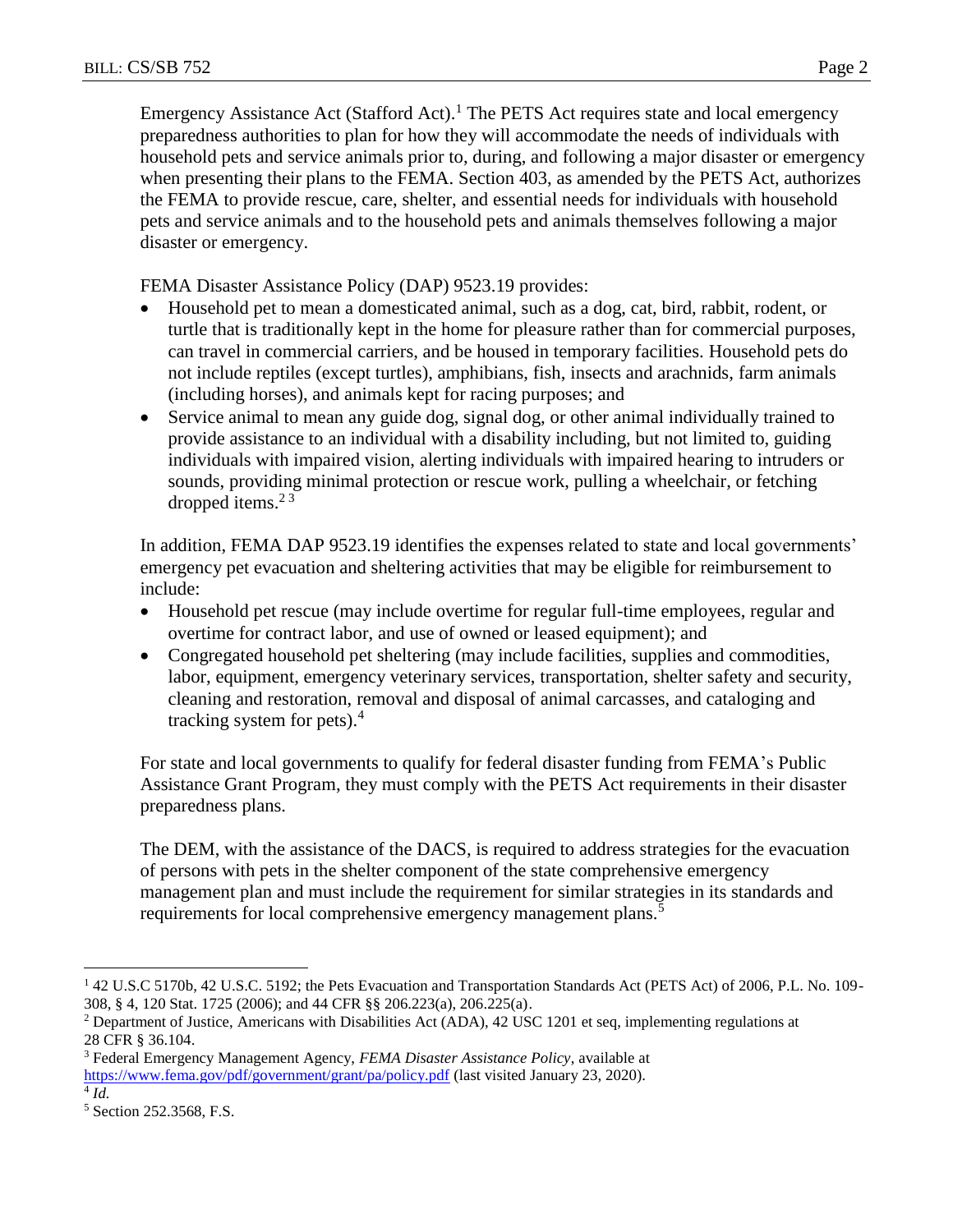Emergency Assistance Act (Stafford Act).[1] The PETS Act requires state and local emergency preparedness authorities to plan for how they will accommodate the needs of individuals with household pets and service animals prior to, during, and following a major disaster or emergency when presenting their plans to the FEMA. Section 403, as amended by the PETS Act, authorizes the FEMA to provide rescue, care, shelter, and essential needs for individuals with household pets and service animals and to the household pets and animals themselves following a major disaster or emergency.

FEMA Disaster Assistance Policy (DAP) 9523.19 provides:

- Household pet to mean a domesticated animal, such as a dog, cat, bird, rabbit, rodent, or turtle that is traditionally kept in the home for pleasure rather than for commercial purposes, can travel in commercial carriers, and be housed in temporary facilities. Household pets do not include reptiles (except turtles), amphibians, fish, insects and arachnids, farm animals (including horses), and animals kept for racing purposes; and
- Service animal to mean any guide dog, signal dog, or other animal individually trained to provide assistance to an individual with a disability including, but not limited to, guiding individuals with impaired vision, alerting individuals with impaired hearing to intruders or sounds, providing minimal protection or rescue work, pulling a wheelchair, or fetching dropped items.[2] [3]

In addition, FEMA DAP 9523.19 identifies the expenses related to state and local governments' emergency pet evacuation and sheltering activities that may be eligible for reimbursement to include:

- Household pet rescue (may include overtime for regular full-time employees, regular and overtime for contract labor, and use of owned or leased equipment); and
- Congregated household pet sheltering (may include facilities, supplies and commodities, labor, equipment, emergency veterinary services, transportation, shelter safety and security, cleaning and restoration, removal and disposal of animal carcasses, and cataloging and tracking system for pets).[4]

For state and local governments to qualify for federal disaster funding from FEMA's Public Assistance Grant Program, they must comply with the PETS Act requirements in their disaster preparedness plans.

The DEM, with the assistance of the DACS, is required to address strategies for the evacuation of persons with pets in the shelter component of the state comprehensive emergency management plan and must include the requirement for similar strategies in its standards and requirements for local comprehensive emergency management plans.[5]

---

[1] 42 U.S.C 5170b, 42 U.S.C. 5192; the Pets Evacuation and Transportation Standards Act (PETS Act) of 2006, P.L. No. 109-308, § 4, 120 Stat. 1725 (2006); and 44 CFR §§ 206.223(a), 206.225(a).

[2] Department of Justice, Americans with Disabilities Act (ADA), 42 USC 1201 et seq, implementing regulations at 28 CFR § 36.104.

[3] Federal Emergency Management Agency, *FEMA Disaster Assistance Policy*, available at https://www.fema.gov/pdf/government/grant/pa/policy.pdf (last visited January 23, 2020).

[4] *Id.*

[5] Section 252.3568, F.S.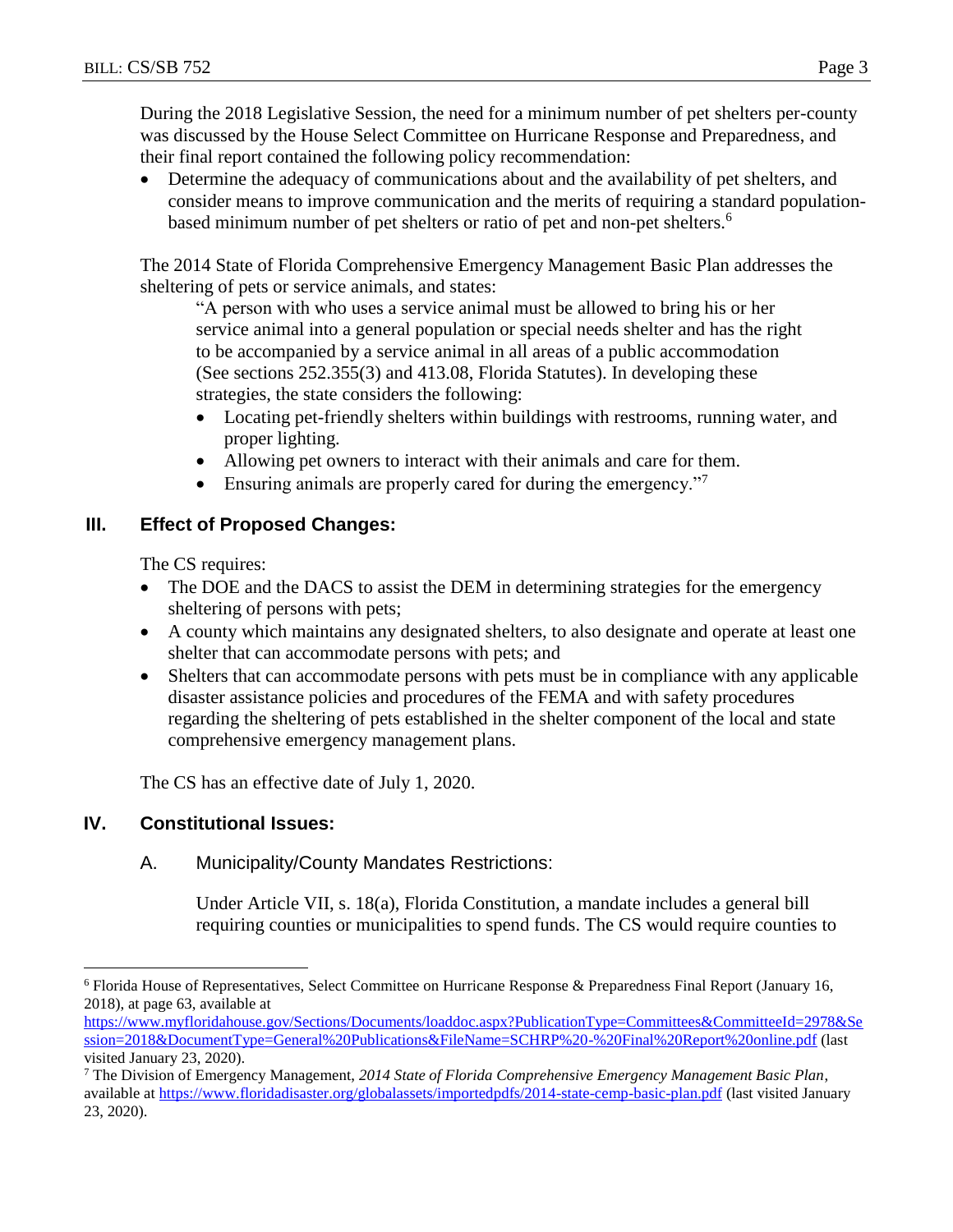During the 2018 Legislative Session, the need for a minimum number of pet shelters per-county was discussed by the House Select Committee on Hurricane Response and Preparedness, and their final report contained the following policy recommendation:

- Determine the adequacy of communications about and the availability of pet shelters, and consider means to improve communication and the merits of requiring a standard population-based minimum number of pet shelters or ratio of pet and non-pet shelters.[6]

The 2014 State of Florida Comprehensive Emergency Management Basic Plan addresses the sheltering of pets or service animals, and states:

> "A person with who uses a service animal must be allowed to bring his or her service animal into a general population or special needs shelter and has the right to be accompanied by a service animal in all areas of a public accommodation (See sections 252.355(3) and 413.08, Florida Statutes). In developing these strategies, the state considers the following:
>
> - Locating pet-friendly shelters within buildings with restrooms, running water, and proper lighting.
> - Allowing pet owners to interact with their animals and care for them.
> - Ensuring animals are properly cared for during the emergency."[7]

## III. Effect of Proposed Changes:

The CS requires:

- The DOE and the DACS to assist the DEM in determining strategies for the emergency sheltering of persons with pets;
- A county which maintains any designated shelters, to also designate and operate at least one shelter that can accommodate persons with pets; and
- Shelters that can accommodate persons with pets must be in compliance with any applicable disaster assistance policies and procedures of the FEMA and with safety procedures regarding the sheltering of pets established in the shelter component of the local and state comprehensive emergency management plans.

The CS has an effective date of July 1, 2020.

## IV. Constitutional Issues:

### A. Municipality/County Mandates Restrictions:

Under Article VII, s. 18(a), Florida Constitution, a mandate includes a general bill requiring counties or municipalities to spend funds. The CS would require counties to

---

[6] Florida House of Representatives, Select Committee on Hurricane Response & Preparedness Final Report (January 16, 2018), at page 63, available at https://www.myfloridahouse.gov/Sections/Documents/loaddoc.aspx?PublicationType=Committees&CommitteeId=2978&Session=2018&DocumentType=General%20Publications&FileName=SCHRP%20-%20Final%20Report%20online.pdf (last visited January 23, 2020).

[7] The Division of Emergency Management, *2014 State of Florida Comprehensive Emergency Management Basic Plan*, available at https://www.floridadisaster.org/globalassets/importedpdfs/2014-state-cemp-basic-plan.pdf (last visited January 23, 2020).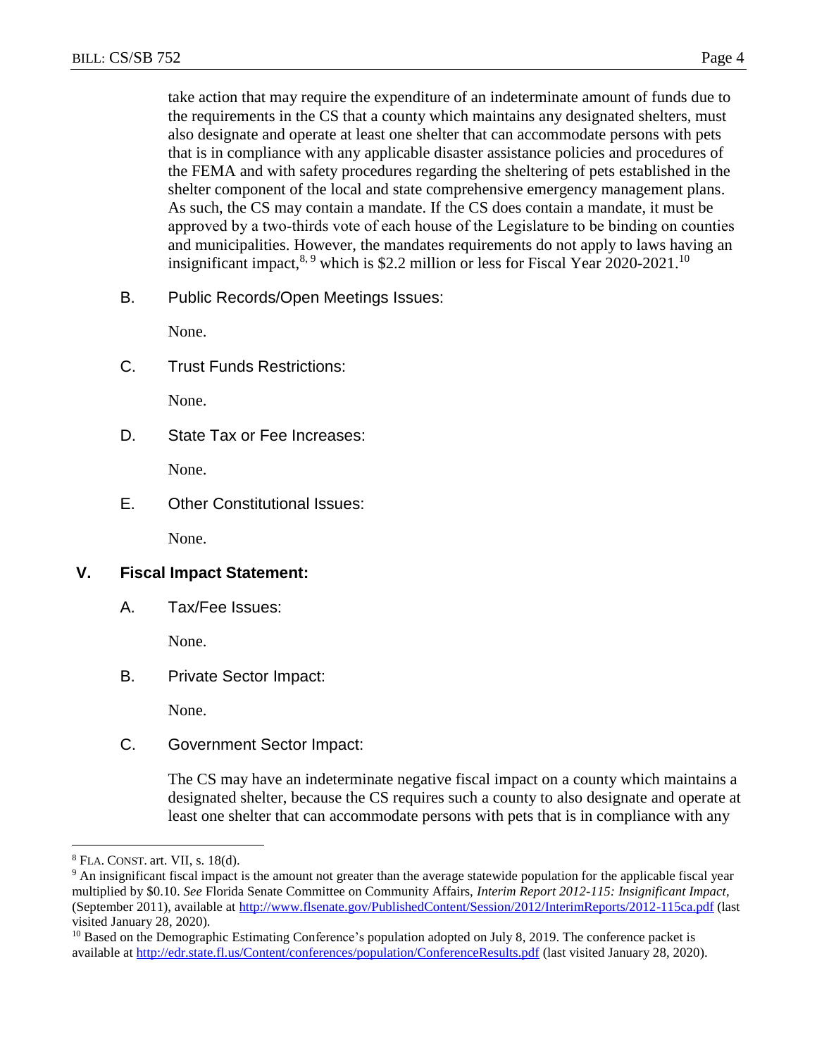take action that may require the expenditure of an indeterminate amount of funds due to the requirements in the CS that a county which maintains any designated shelters, must also designate and operate at least one shelter that can accommodate persons with pets that is in compliance with any applicable disaster assistance policies and procedures of the FEMA and with safety procedures regarding the sheltering of pets established in the shelter component of the local and state comprehensive emergency management plans. As such, the CS may contain a mandate. If the CS does contain a mandate, it must be approved by a two-thirds vote of each house of the Legislature to be binding on counties and municipalities. However, the mandates requirements do not apply to laws having an insignificant impact,[8, 9] which is $2.2 million or less for Fiscal Year 2020-2021.[10]

B. Public Records/Open Meetings Issues:

None.

C. Trust Funds Restrictions:

None.

D. State Tax or Fee Increases:

None.

E. Other Constitutional Issues:

None.

## V. Fiscal Impact Statement:

A. Tax/Fee Issues:

None.

B. Private Sector Impact:

None.

C. Government Sector Impact:

The CS may have an indeterminate negative fiscal impact on a county which maintains a designated shelter, because the CS requires such a county to also designate and operate at least one shelter that can accommodate persons with pets that is in compliance with any

---

[8] FLA. CONST. art. VII, s. 18(d).

[9] An insignificant fiscal impact is the amount not greater than the average statewide population for the applicable fiscal year multiplied by $0.10. *See* Florida Senate Committee on Community Affairs, *Interim Report 2012-115: Insignificant Impact*, (September 2011), available at http://www.flsenate.gov/PublishedContent/Session/2012/InterimReports/2012-115ca.pdf (last visited January 28, 2020).

[10] Based on the Demographic Estimating Conference's population adopted on July 8, 2019. The conference packet is available at http://edr.state.fl.us/Content/conferences/population/ConferenceResults.pdf (last visited January 28, 2020).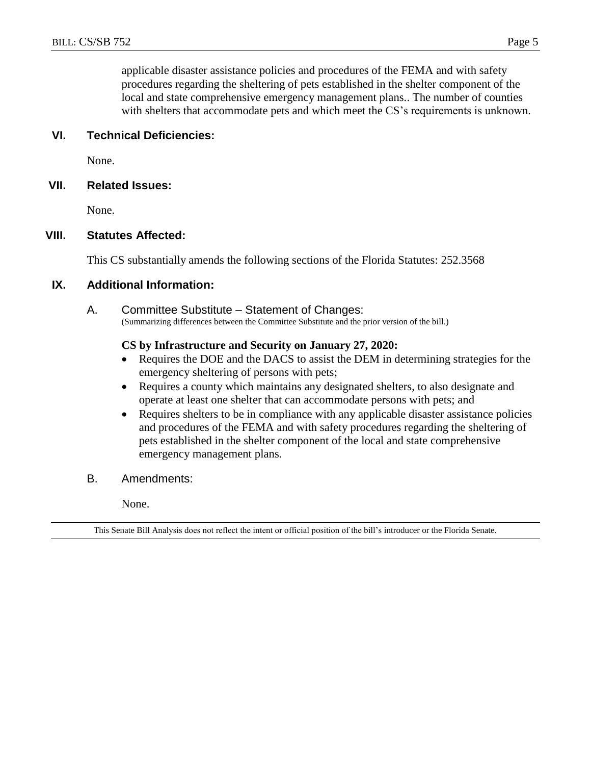applicable disaster assistance policies and procedures of the FEMA and with safety procedures regarding the sheltering of pets established in the shelter component of the local and state comprehensive emergency management plans.. The number of counties with shelters that accommodate pets and which meet the CS's requirements is unknown.

## VI. Technical Deficiencies:

None.

## VII. Related Issues:

None.

## VIII. Statutes Affected:

This CS substantially amends the following sections of the Florida Statutes: 252.3568

## IX. Additional Information:

### A. Committee Substitute – Statement of Changes:

(Summarizing differences between the Committee Substitute and the prior version of the bill.)

**CS by Infrastructure and Security on January 27, 2020:**

- Requires the DOE and the DACS to assist the DEM in determining strategies for the emergency sheltering of persons with pets;
- Requires a county which maintains any designated shelters, to also designate and operate at least one shelter that can accommodate persons with pets; and
- Requires shelters to be in compliance with any applicable disaster assistance policies and procedures of the FEMA and with safety procedures regarding the sheltering of pets established in the shelter component of the local and state comprehensive emergency management plans.

### B. Amendments:

None.

This Senate Bill Analysis does not reflect the intent or official position of the bill's introducer or the Florida Senate.